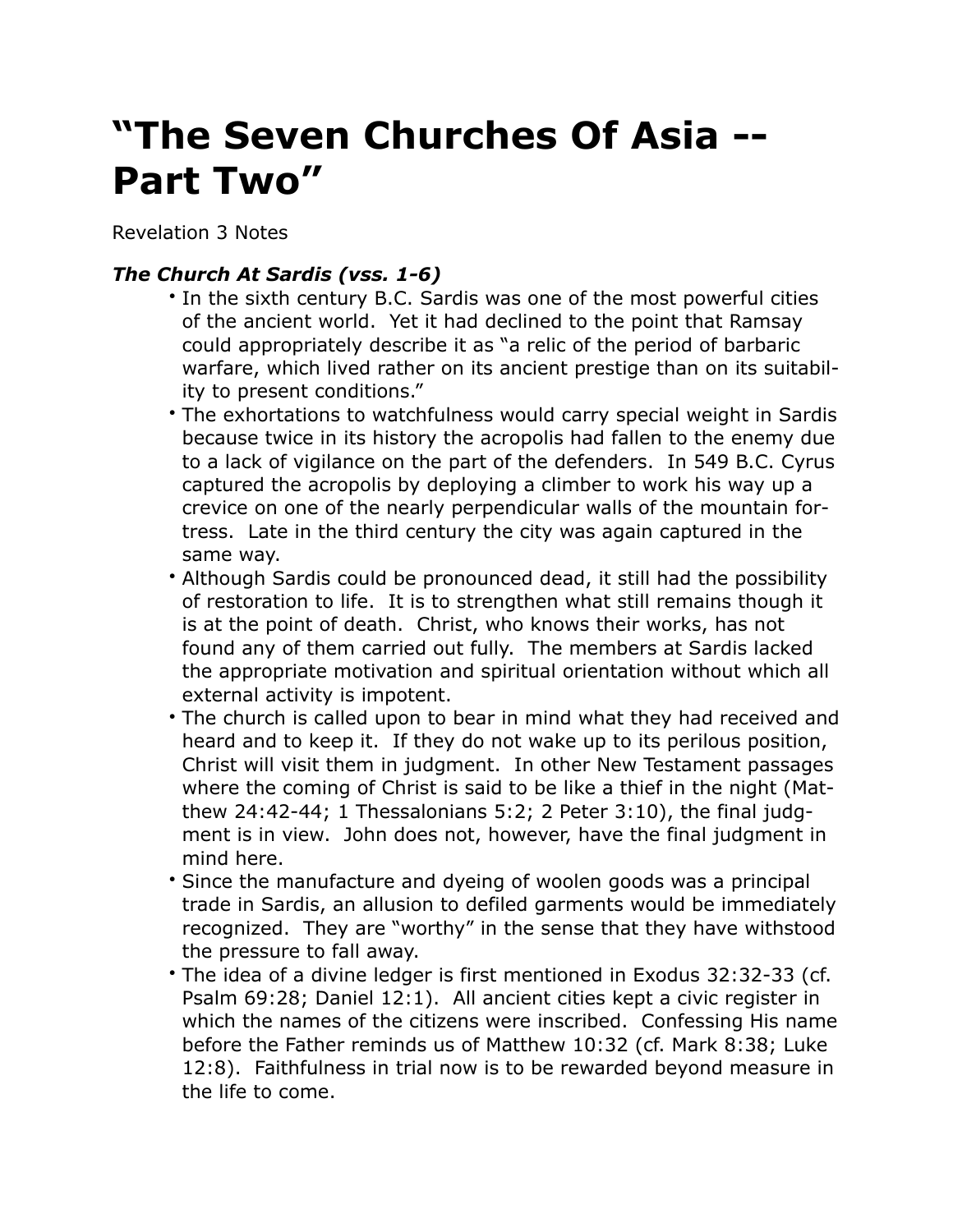# "The Seven Churches Of Asia -- Part Two"

Revelation 3 Notes

### *The Church At Sardis (vss. 1-6)*

- In the sixth century B.C. Sardis was one of the most powerful cities of the ancient world. Yet it had declined to the point that Ramsay could appropriately describe it as "a relic of the period of barbaric warfare, which lived rather on its ancient prestige than on its suitability to present conditions."
- The exhortations to watchfulness would carry special weight in Sardis because twice in its history the acropolis had fallen to the enemy due to a lack of vigilance on the part of the defenders. In 549 B.C. Cyrus captured the acropolis by deploying a climber to work his way up a crevice on one of the nearly perpendicular walls of the mountain fortress. Late in the third century the city was again captured in the same way.
- Although Sardis could be pronounced dead, it still had the possibility of restoration to life. It is to strengthen what still remains though it is at the point of death. Christ, who knows their works, has not found any of them carried out fully. The members at Sardis lacked the appropriate motivation and spiritual orientation without which all external activity is impotent.
- The church is called upon to bear in mind what they had received and heard and to keep it. If they do not wake up to its perilous position, Christ will visit them in judgment. In other New Testament passages where the coming of Christ is said to be like a thief in the night (Matthew 24:42-44; 1 Thessalonians 5:2; 2 Peter 3:10), the final judgment is in view. John does not, however, have the final judgment in mind here.
- Since the manufacture and dyeing of woolen goods was a principal trade in Sardis, an allusion to defiled garments would be immediately recognized. They are "worthy" in the sense that they have withstood the pressure to fall away.
- The idea of a divine ledger is first mentioned in Exodus 32:32-33 (cf. Psalm 69:28; Daniel 12:1). All ancient cities kept a civic register in which the names of the citizens were inscribed. Confessing His name before the Father reminds us of Matthew 10:32 (cf. Mark 8:38; Luke 12:8). Faithfulness in trial now is to be rewarded beyond measure in the life to come.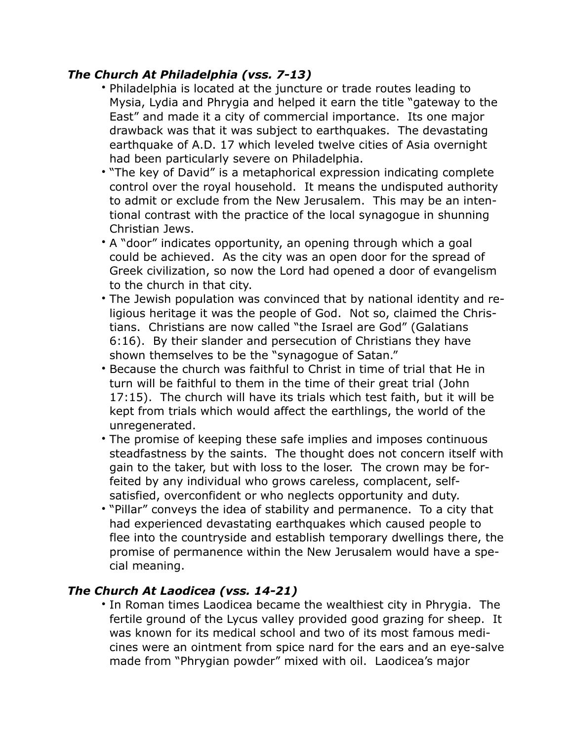### *The Church At Philadelphia (vss. 7-13)*

- Philadelphia is located at the juncture or trade routes leading to Mysia, Lydia and Phrygia and helped it earn the title "gateway to the East" and made it a city of commercial importance. Its one major drawback was that it was subject to earthquakes. The devastating earthquake of A.D. 17 which leveled twelve cities of Asia overnight had been particularly severe on Philadelphia.
- "The key of David" is a metaphorical expression indicating complete control over the royal household. It means the undisputed authority to admit or exclude from the New Jerusalem. This may be an intentional contrast with the practice of the local synagogue in shunning Christian Jews.
- A "door" indicates opportunity, an opening through which a goal could be achieved. As the city was an open door for the spread of Greek civilization, so now the Lord had opened a door of evangelism to the church in that city.
- The Jewish population was convinced that by national identity and religious heritage it was the people of God. Not so, claimed the Christians. Christians are now called "the Israel are God" (Galatians 6:16). By their slander and persecution of Christians they have shown themselves to be the "synagogue of Satan."
- Because the church was faithful to Christ in time of trial that He in turn will be faithful to them in the time of their great trial (John 17:15). The church will have its trials which test faith, but it will be kept from trials which would affect the earthlings, the world of the unregenerated.
- The promise of keeping these safe implies and imposes continuous steadfastness by the saints. The thought does not concern itself with gain to the taker, but with loss to the loser. The crown may be forfeited by any individual who grows careless, complacent, self-satisfied, overconfident or who neglects opportunity and duty.
- "Pillar" conveys the idea of stability and permanence. To a city that had experienced devastating earthquakes which caused people to flee into the countryside and establish temporary dwellings there, the promise of permanence within the New Jerusalem would have a special meaning.

### *The Church At Laodicea (vss. 14-21)*

- In Roman times Laodicea became the wealthiest city in Phrygia. The fertile ground of the Lycus valley provided good grazing for sheep. It was known for its medical school and two of its most famous medicines were an ointment from spice nard for the ears and an eye-salve made from "Phrygian powder" mixed with oil. Laodicea's major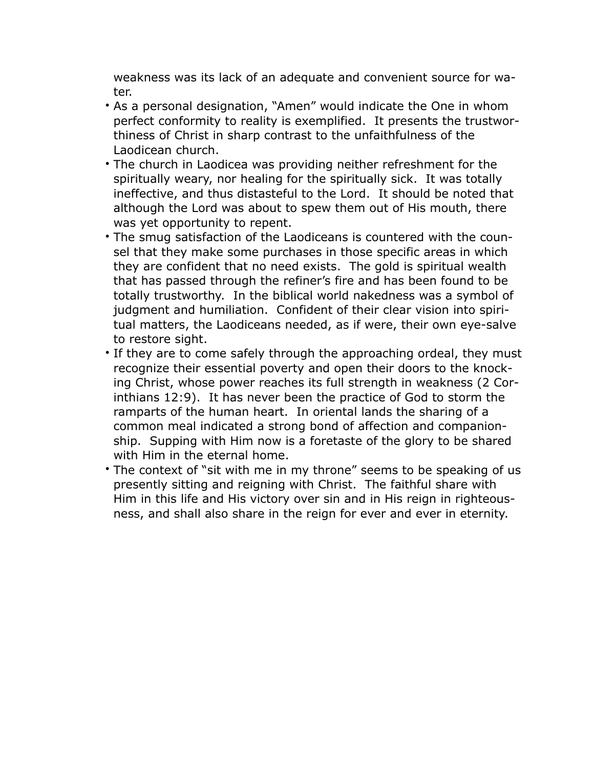weakness was its lack of an adequate and convenient source for water.

- As a personal designation, "Amen" would indicate the One in whom perfect conformity to reality is exemplified. It presents the trustworthiness of Christ in sharp contrast to the unfaithfulness of the Laodicean church.
- The church in Laodicea was providing neither refreshment for the spiritually weary, nor healing for the spiritually sick. It was totally ineffective, and thus distasteful to the Lord. It should be noted that although the Lord was about to spew them out of His mouth, there was yet opportunity to repent.
- The smug satisfaction of the Laodiceans is countered with the counsel that they make some purchases in those specific areas in which they are confident that no need exists. The gold is spiritual wealth that has passed through the refiner's fire and has been found to be totally trustworthy. In the biblical world nakedness was a symbol of judgment and humiliation. Confident of their clear vision into spiritual matters, the Laodiceans needed, as if were, their own eye-salve to restore sight.
- If they are to come safely through the approaching ordeal, they must recognize their essential poverty and open their doors to the knocking Christ, whose power reaches its full strength in weakness (2 Corinthians 12:9). It has never been the practice of God to storm the ramparts of the human heart. In oriental lands the sharing of a common meal indicated a strong bond of affection and companionship. Supping with Him now is a foretaste of the glory to be shared with Him in the eternal home.
- The context of "sit with me in my throne" seems to be speaking of us presently sitting and reigning with Christ. The faithful share with Him in this life and His victory over sin and in His reign in righteousness, and shall also share in the reign for ever and ever in eternity.